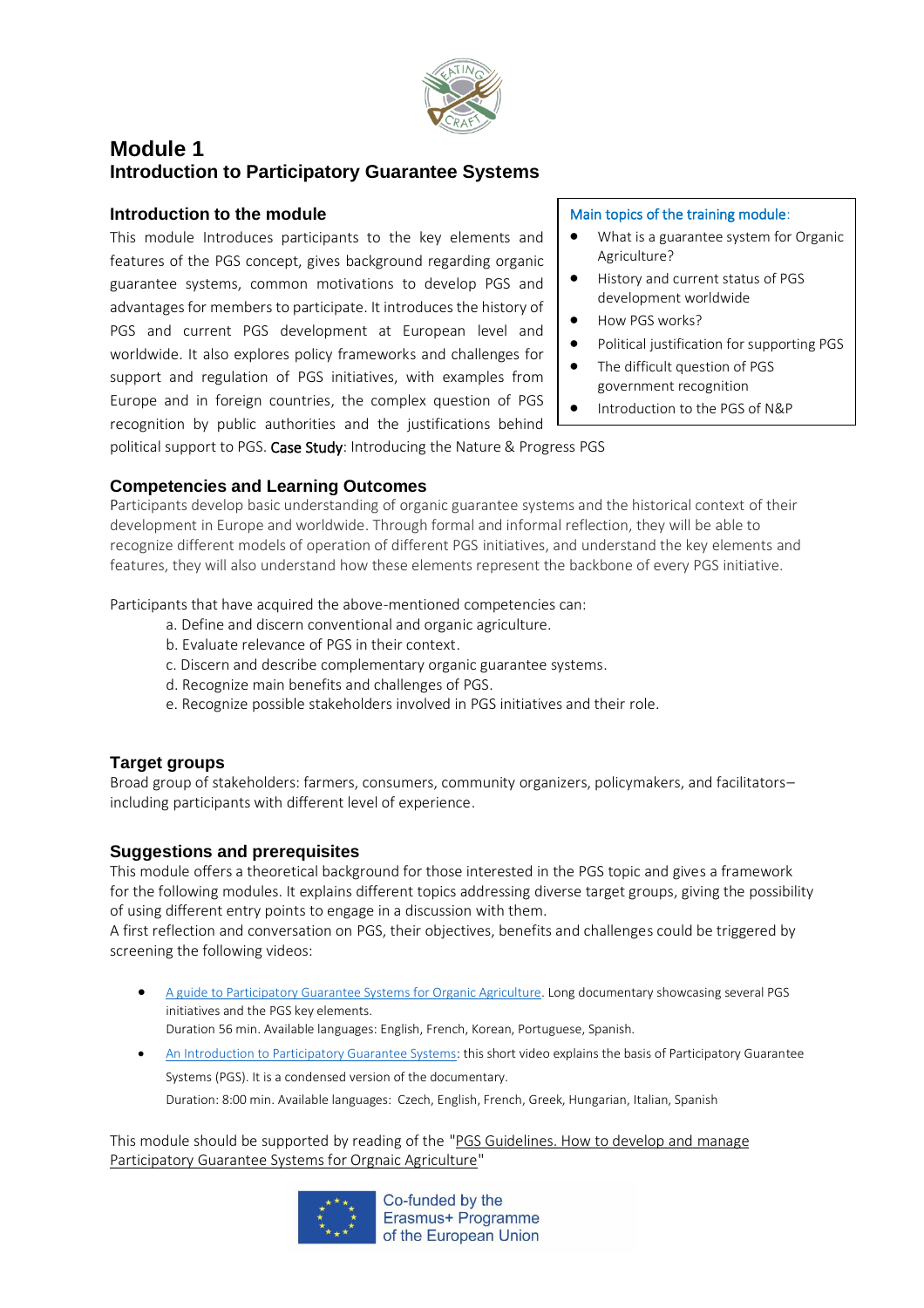# Module 1
## Introduction to Participatory Guarantee Systems

### Introduction to the module

This module Introduces participants to the key elements and features of the PGS concept, gives background regarding organic guarantee systems, common motivations to develop PGS and advantages for members to participate. It introduces the history of PGS and current PGS development at European level and worldwide. It also explores policy frameworks and challenges for support and regulation of PGS initiatives, with examples from Europe and in foreign countries, the complex question of PGS recognition by public authorities and the justifications behind political support to PGS. Case Study: Introducing the Nature & Progress PGS

Main topics of the training module:

- What is a guarantee system for Organic Agriculture?
- History and current status of PGS development worldwide
- How PGS works?
- Political justification for supporting PGS
- The difficult question of PGS government recognition
- Introduction to the PGS of N&P

### Competencies and Learning Outcomes

Participants develop basic understanding of organic guarantee systems and the historical context of their development in Europe and worldwide. Through formal and informal reflection, they will be able to recognize different models of operation of different PGS initiatives, and understand the key elements and features, they will also understand how these elements represent the backbone of every PGS initiative.

Participants that have acquired the above-mentioned competencies can:

a. Define and discern conventional and organic agriculture.
b. Evaluate relevance of PGS in their context.
c. Discern and describe complementary organic guarantee systems.
d. Recognize main benefits and challenges of PGS.
e. Recognize possible stakeholders involved in PGS initiatives and their role.

### Target groups

Broad group of stakeholders: farmers, consumers, community organizers, policymakers, and facilitators– including participants with different level of experience.

### Suggestions and prerequisites

This module offers a theoretical background for those interested in the PGS topic and gives a framework for the following modules. It explains different topics addressing diverse target groups, giving the possibility of using different entry points to engage in a discussion with them.

A first reflection and conversation on PGS, their objectives, benefits and challenges could be triggered by screening the following videos:

- A guide to Participatory Guarantee Systems for Organic Agriculture. Long documentary showcasing several PGS initiatives and the PGS key elements.
  Duration 56 min. Available languages: English, French, Korean, Portuguese, Spanish.
- An Introduction to Participatory Guarantee Systems: this short video explains the basis of Participatory Guarantee Systems (PGS). It is a condensed version of the documentary.
  Duration: 8:00 min. Available languages: Czech, English, French, Greek, Hungarian, Italian, Spanish

This module should be supported by reading of the "PGS Guidelines. How to develop and manage Participatory Guarantee Systems for Orgnaic Agriculture"

Co-funded by the Erasmus+ Programme of the European Union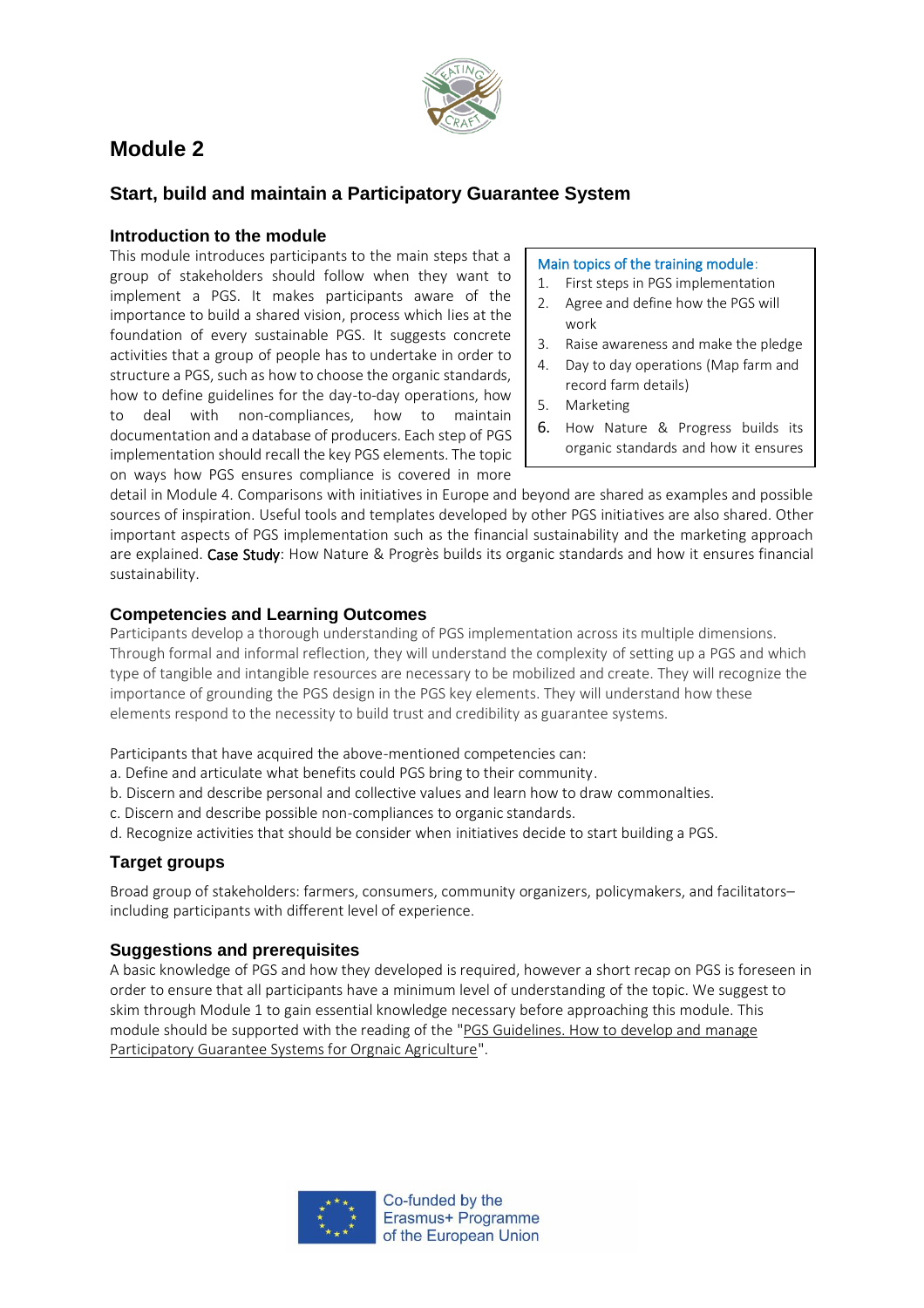# Module 2

## Start, build and maintain a Participatory Guarantee System

### Introduction to the module

This module introduces participants to the main steps that a group of stakeholders should follow when they want to implement a PGS. It makes participants aware of the importance to build a shared vision, process which lies at the foundation of every sustainable PGS. It suggests concrete activities that a group of people has to undertake in order to structure a PGS, such as how to choose the organic standards, how to define guidelines for the day-to-day operations, how to deal with non-compliances, how to maintain documentation and a database of producers. Each step of PGS implementation should recall the key PGS elements. The topic on ways how PGS ensures compliance is covered in more detail in Module 4. Comparisons with initiatives in Europe and beyond are shared as examples and possible sources of inspiration. Useful tools and templates developed by other PGS initiatives are also shared. Other important aspects of PGS implementation such as the financial sustainability and the marketing approach are explained. Case Study: How Nature & Progrès builds its organic standards and how it ensures financial sustainability.

> Main topics of the training module:
> 1. First steps in PGS implementation
> 2. Agree and define how the PGS will work
> 3. Raise awareness and make the pledge
> 4. Day to day operations (Map farm and record farm details)
> 5. Marketing
> 6. How Nature & Progress builds its organic standards and how it ensures

### Competencies and Learning Outcomes

Participants develop a thorough understanding of PGS implementation across its multiple dimensions. Through formal and informal reflection, they will understand the complexity of setting up a PGS and which type of tangible and intangible resources are necessary to be mobilized and create. They will recognize the importance of grounding the PGS design in the PGS key elements. They will understand how these elements respond to the necessity to build trust and credibility as guarantee systems.

Participants that have acquired the above-mentioned competencies can:

a. Define and articulate what benefits could PGS bring to their community.
b. Discern and describe personal and collective values and learn how to draw commonalties.
c. Discern and describe possible non-compliances to organic standards.
d. Recognize activities that should be consider when initiatives decide to start building a PGS.

### Target groups

Broad group of stakeholders: farmers, consumers, community organizers, policymakers, and facilitators– including participants with different level of experience.

### Suggestions and prerequisites

A basic knowledge of PGS and how they developed is required, however a short recap on PGS is foreseen in order to ensure that all participants have a minimum level of understanding of the topic. We suggest to skim through Module 1 to gain essential knowledge necessary before approaching this module. This module should be supported with the reading of the "PGS Guidelines. How to develop and manage Participatory Guarantee Systems for Orgnaic Agriculture".

Co-funded by the Erasmus+ Programme of the European Union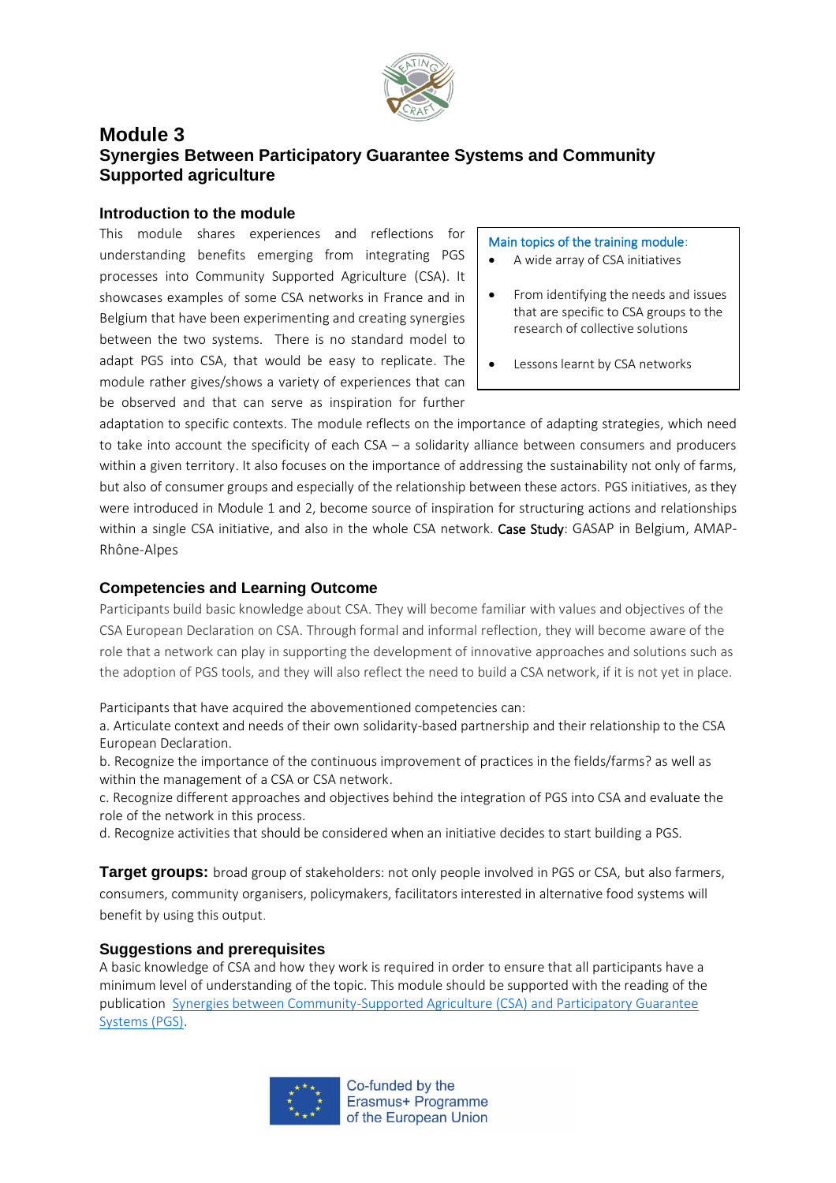# Module 3

## Synergies Between Participatory Guarantee Systems and Community Supported agriculture

### Introduction to the module

This module shares experiences and reflections for understanding benefits emerging from integrating PGS processes into Community Supported Agriculture (CSA). It showcases examples of some CSA networks in France and in Belgium that have been experimenting and creating synergies between the two systems. There is no standard model to adapt PGS into CSA, that would be easy to replicate. The module rather gives/shows a variety of experiences that can be observed and that can serve as inspiration for further adaptation to specific contexts. The module reflects on the importance of adapting strategies, which need to take into account the specificity of each CSA – a solidarity alliance between consumers and producers within a given territory. It also focuses on the importance of addressing the sustainability not only of farms, but also of consumer groups and especially of the relationship between these actors. PGS initiatives, as they were introduced in Module 1 and 2, become source of inspiration for structuring actions and relationships within a single CSA initiative, and also in the whole CSA network. Case Study: GASAP in Belgium, AMAP-Rhône-Alpes

Main topics of the training module:

- A wide array of CSA initiatives
- From identifying the needs and issues that are specific to CSA groups to the research of collective solutions
- Lessons learnt by CSA networks

### Competencies and Learning Outcome

Participants build basic knowledge about CSA. They will become familiar with values and objectives of the CSA European Declaration on CSA. Through formal and informal reflection, they will become aware of the role that a network can play in supporting the development of innovative approaches and solutions such as the adoption of PGS tools, and they will also reflect the need to build a CSA network, if it is not yet in place.

Participants that have acquired the abovementioned competencies can:

a. Articulate context and needs of their own solidarity-based partnership and their relationship to the CSA European Declaration.
b. Recognize the importance of the continuous improvement of practices in the fields/farms? as well as within the management of a CSA or CSA network.
c. Recognize different approaches and objectives behind the integration of PGS into CSA and evaluate the role of the network in this process.
d. Recognize activities that should be considered when an initiative decides to start building a PGS.

**Target groups:** broad group of stakeholders: not only people involved in PGS or CSA, but also farmers, consumers, community organisers, policymakers, facilitators interested in alternative food systems will benefit by using this output.

### Suggestions and prerequisites

A basic knowledge of CSA and how they work is required in order to ensure that all participants have a minimum level of understanding of the topic. This module should be supported with the reading of the publication Synergies between Community-Supported Agriculture (CSA) and Participatory Guarantee Systems (PGS).

Co-funded by the Erasmus+ Programme of the European Union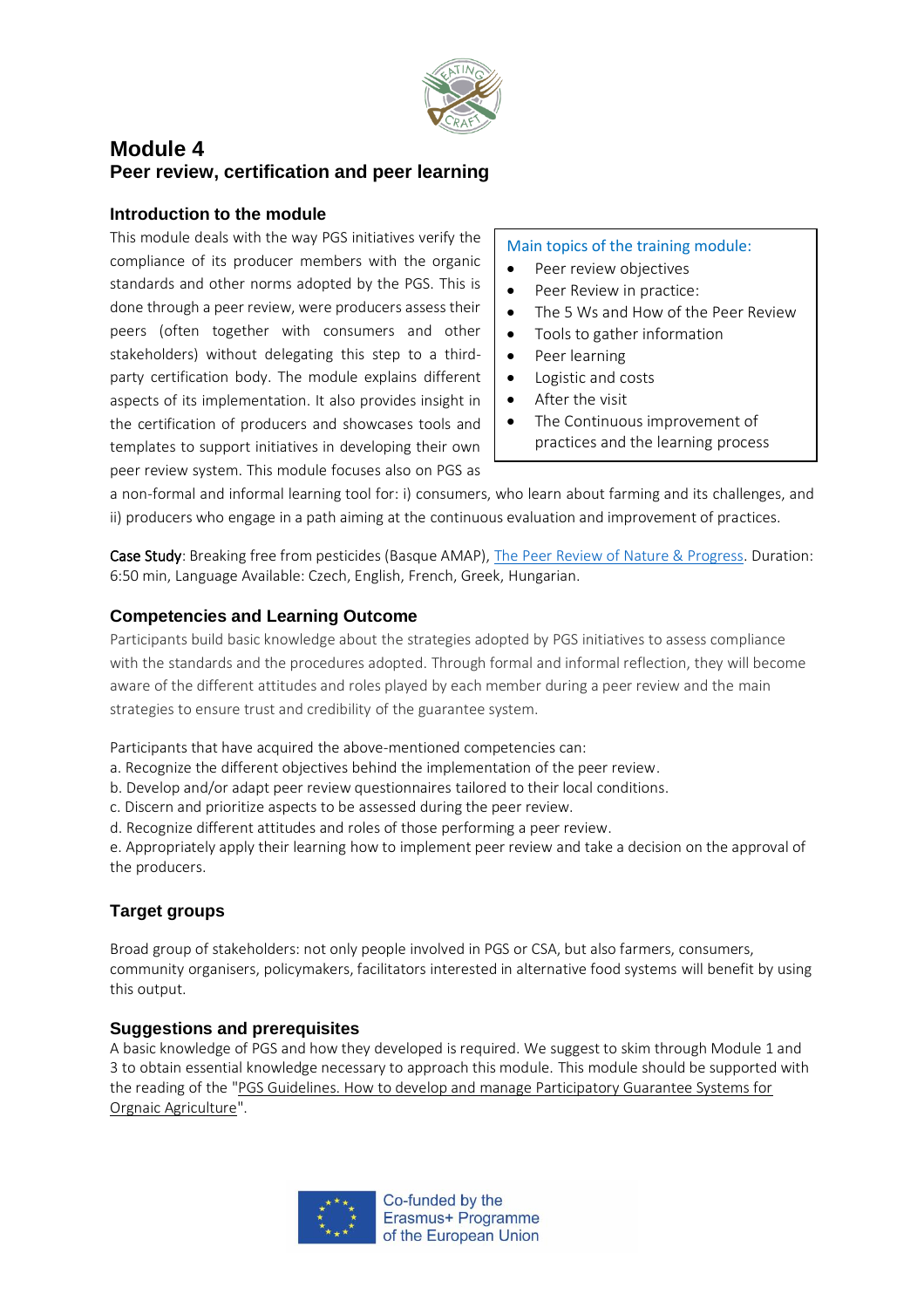# Module 4

## Peer review, certification and peer learning

### Introduction to the module

This module deals with the way PGS initiatives verify the compliance of its producer members with the organic standards and other norms adopted by the PGS. This is done through a peer review, were producers assess their peers (often together with consumers and other stakeholders) without delegating this step to a third-party certification body. The module explains different aspects of its implementation. It also provides insight in the certification of producers and showcases tools and templates to support initiatives in developing their own peer review system. This module focuses also on PGS as a non-formal and informal learning tool for: i) consumers, who learn about farming and its challenges, and ii) producers who engage in a path aiming at the continuous evaluation and improvement of practices.

Main topics of the training module:

- Peer review objectives
- Peer Review in practice:
- The 5 Ws and How of the Peer Review
- Tools to gather information
- Peer learning
- Logistic and costs
- After the visit
- The Continuous improvement of practices and the learning process

**Case Study**: Breaking free from pesticides (Basque AMAP), The Peer Review of Nature & Progress. Duration: 6:50 min, Language Available: Czech, English, French, Greek, Hungarian.

### Competencies and Learning Outcome

Participants build basic knowledge about the strategies adopted by PGS initiatives to assess compliance with the standards and the procedures adopted. Through formal and informal reflection, they will become aware of the different attitudes and roles played by each member during a peer review and the main strategies to ensure trust and credibility of the guarantee system.

Participants that have acquired the above-mentioned competencies can:

a. Recognize the different objectives behind the implementation of the peer review.
b. Develop and/or adapt peer review questionnaires tailored to their local conditions.
c. Discern and prioritize aspects to be assessed during the peer review.
d. Recognize different attitudes and roles of those performing a peer review.
e. Appropriately apply their learning how to implement peer review and take a decision on the approval of the producers.

### Target groups

Broad group of stakeholders: not only people involved in PGS or CSA, but also farmers, consumers, community organisers, policymakers, facilitators interested in alternative food systems will benefit by using this output.

### Suggestions and prerequisites

A basic knowledge of PGS and how they developed is required. We suggest to skim through Module 1 and 3 to obtain essential knowledge necessary to approach this module. This module should be supported with the reading of the "PGS Guidelines. How to develop and manage Participatory Guarantee Systems for Orgnaic Agriculture".

Co-funded by the Erasmus+ Programme of the European Union